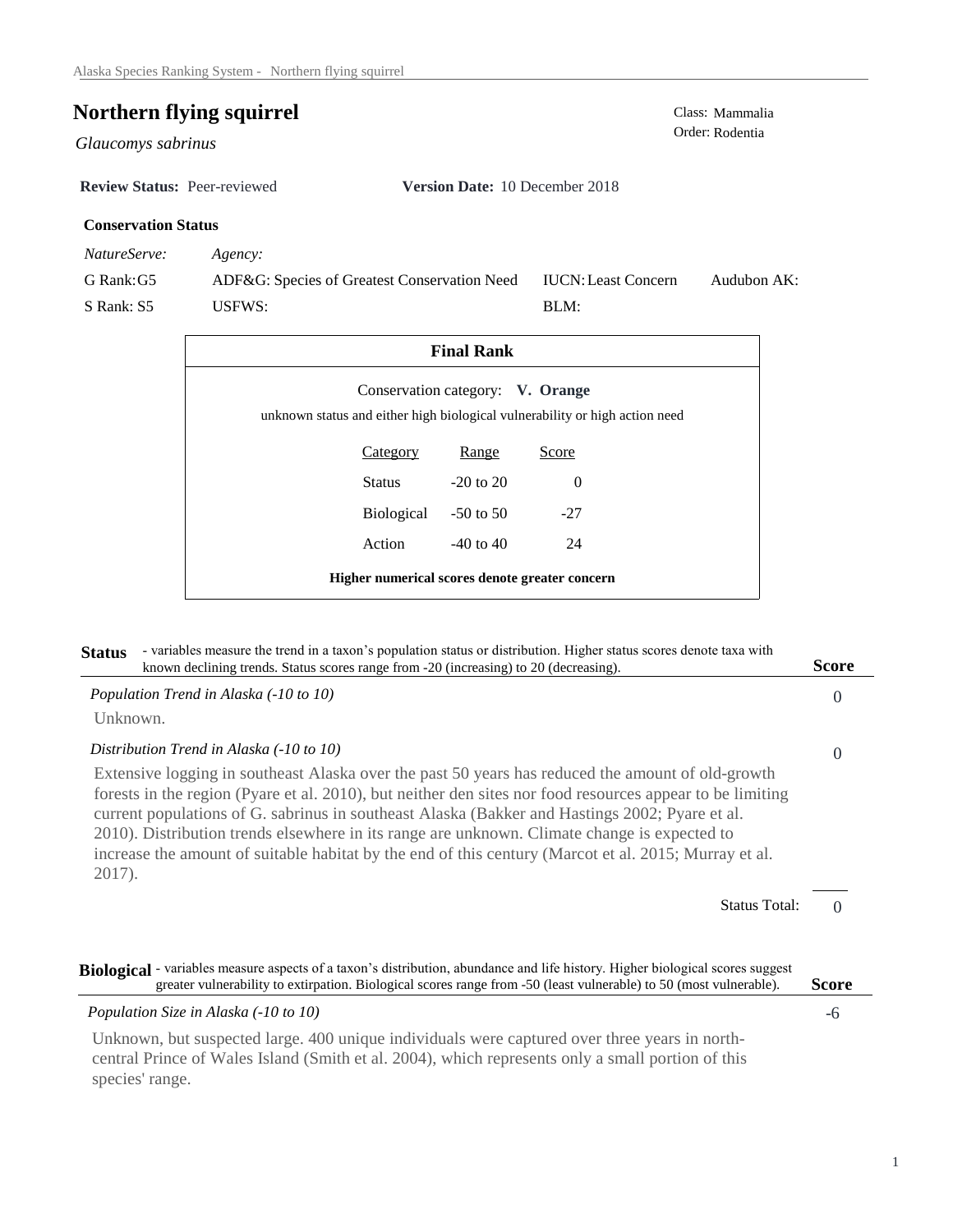# Northern flying squirrel

*Glaucomys sabrinus*

Class: Mammalia
Order: Rodentia

**Review Status:** Peer-reviewed **Version Date:** 10 December 2018

### Conservation Status

| *NatureServe:* | *Agency:* | | |
|---|---|---|---|
| G Rank: G5 | ADF&G: Species of Greatest Conservation Need | IUCN: Least Concern | Audubon AK: |
| S Rank: S5 | USFWS: | BLM: | |

### Final Rank

Conservation category: **V. Orange**

unknown status and either high biological vulnerability or high action need

| Category | Range | Score |
|---|---|---|
| Status | -20 to 20 | 0 |
| Biological | -50 to 50 | -27 |
| Action | -40 to 40 | 24 |

**Higher numerical scores denote greater concern**

## Status

- variables measure the trend in a taxon's population status or distribution. Higher status scores denote taxa with known declining trends. Status scores range from -20 (increasing) to 20 (decreasing).

| | **Score** |
|---|---|
| *Population Trend in Alaska (-10 to 10)* | 0 |

Unknown.

| | **Score** |
|---|---|
| *Distribution Trend in Alaska (-10 to 10)* | 0 |

Extensive logging in southeast Alaska over the past 50 years has reduced the amount of old-growth forests in the region (Pyare et al. 2010), but neither den sites nor food resources appear to be limiting current populations of G. sabrinus in southeast Alaska (Bakker and Hastings 2002; Pyare et al. 2010). Distribution trends elsewhere in its range are unknown. Climate change is expected to increase the amount of suitable habitat by the end of this century (Marcot et al. 2015; Murray et al. 2017).

Status Total: 0

## Biological

- variables measure aspects of a taxon's distribution, abundance and life history. Higher biological scores suggest greater vulnerability to extirpation. Biological scores range from -50 (least vulnerable) to 50 (most vulnerable).

| | **Score** |
|---|---|
| *Population Size in Alaska (-10 to 10)* | -6 |

Unknown, but suspected large. 400 unique individuals were captured over three years in north-central Prince of Wales Island (Smith et al. 2004), which represents only a small portion of this species' range.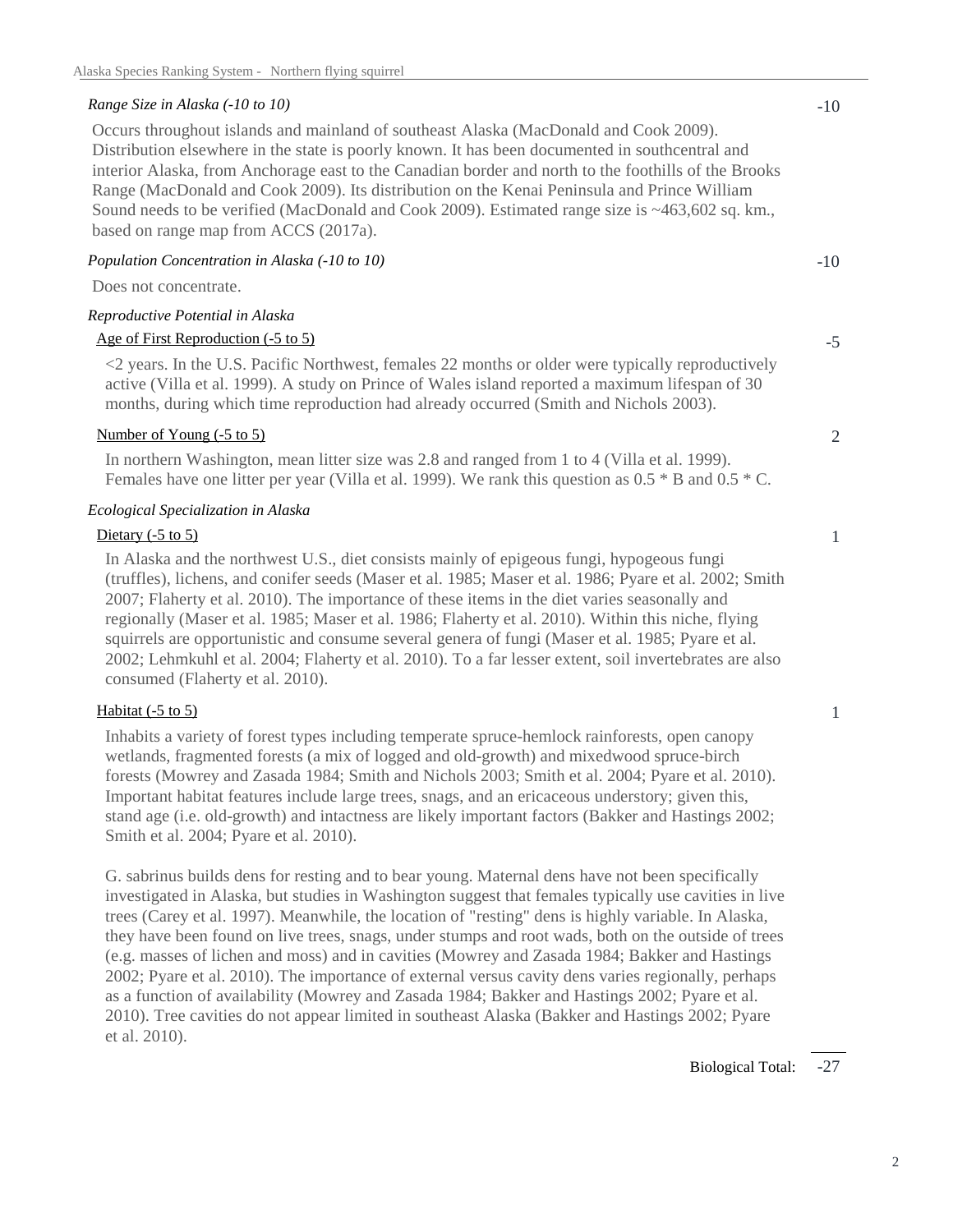*Range Size in Alaska (-10 to 10)* -10

Occurs throughout islands and mainland of southeast Alaska (MacDonald and Cook 2009). Distribution elsewhere in the state is poorly known. It has been documented in southcentral and interior Alaska, from Anchorage east to the Canadian border and north to the foothills of the Brooks Range (MacDonald and Cook 2009). Its distribution on the Kenai Peninsula and Prince William Sound needs to be verified (MacDonald and Cook 2009). Estimated range size is ~463,602 sq. km., based on range map from ACCS (2017a).

*Population Concentration in Alaska (-10 to 10)* -10

Does not concentrate.

*Reproductive Potential in Alaska*

Age of First Reproduction (-5 to 5) -5

<2 years. In the U.S. Pacific Northwest, females 22 months or older were typically reproductively active (Villa et al. 1999). A study on Prince of Wales island reported a maximum lifespan of 30 months, during which time reproduction had already occurred (Smith and Nichols 2003).

Number of Young (-5 to 5) 2

In northern Washington, mean litter size was 2.8 and ranged from 1 to 4 (Villa et al. 1999). Females have one litter per year (Villa et al. 1999). We rank this question as 0.5 * B and 0.5 * C.

*Ecological Specialization in Alaska*

Dietary (-5 to 5) 1

In Alaska and the northwest U.S., diet consists mainly of epigeous fungi, hypogeous fungi (truffles), lichens, and conifer seeds (Maser et al. 1985; Maser et al. 1986; Pyare et al. 2002; Smith 2007; Flaherty et al. 2010). The importance of these items in the diet varies seasonally and regionally (Maser et al. 1985; Maser et al. 1986; Flaherty et al. 2010). Within this niche, flying squirrels are opportunistic and consume several genera of fungi (Maser et al. 1985; Pyare et al. 2002; Lehmkuhl et al. 2004; Flaherty et al. 2010). To a far lesser extent, soil invertebrates are also consumed (Flaherty et al. 2010).

Habitat (-5 to 5) 1

Inhabits a variety of forest types including temperate spruce-hemlock rainforests, open canopy wetlands, fragmented forests (a mix of logged and old-growth) and mixedwood spruce-birch forests (Mowrey and Zasada 1984; Smith and Nichols 2003; Smith et al. 2004; Pyare et al. 2010). Important habitat features include large trees, snags, and an ericaceous understory; given this, stand age (i.e. old-growth) and intactness are likely important factors (Bakker and Hastings 2002; Smith et al. 2004; Pyare et al. 2010).

G. sabrinus builds dens for resting and to bear young. Maternal dens have not been specifically investigated in Alaska, but studies in Washington suggest that females typically use cavities in live trees (Carey et al. 1997). Meanwhile, the location of "resting" dens is highly variable. In Alaska, they have been found on live trees, snags, under stumps and root wads, both on the outside of trees (e.g. masses of lichen and moss) and in cavities (Mowrey and Zasada 1984; Bakker and Hastings 2002; Pyare et al. 2010). The importance of external versus cavity dens varies regionally, perhaps as a function of availability (Mowrey and Zasada 1984; Bakker and Hastings 2002; Pyare et al. 2010). Tree cavities do not appear limited in southeast Alaska (Bakker and Hastings 2002; Pyare et al. 2010).

Biological Total: -27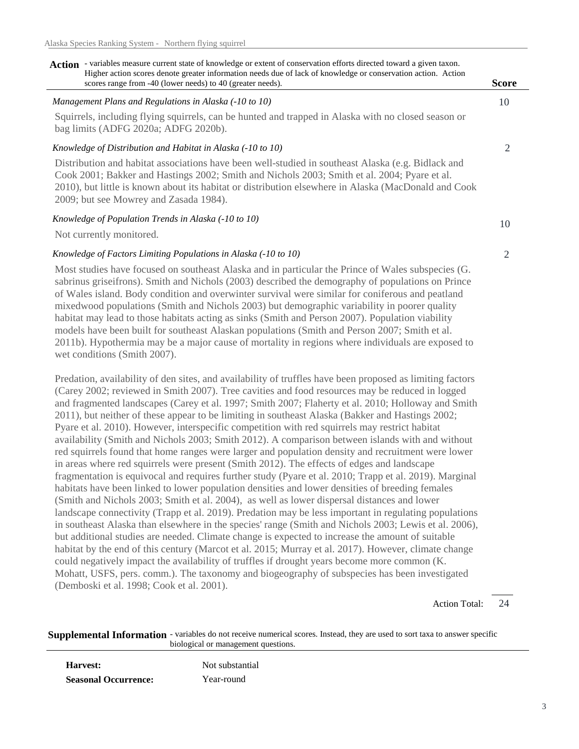## Action

- variables measure current state of knowledge or extent of conservation efforts directed toward a given taxon. Higher action scores denote greater information needs due of lack of knowledge or conservation action. Action scores range from -40 (lower needs) to 40 (greater needs).

**Score**

*Management Plans and Regulations in Alaska (-10 to 10)* — **10**

Squirrels, including flying squirrels, can be hunted and trapped in Alaska with no closed season or bag limits (ADFG 2020a; ADFG 2020b).

*Knowledge of Distribution and Habitat in Alaska (-10 to 10)* — **2**

Distribution and habitat associations have been well-studied in southeast Alaska (e.g. Bidlack and Cook 2001; Bakker and Hastings 2002; Smith and Nichols 2003; Smith et al. 2004; Pyare et al. 2010), but little is known about its habitat or distribution elsewhere in Alaska (MacDonald and Cook 2009; but see Mowrey and Zasada 1984).

*Knowledge of Population Trends in Alaska (-10 to 10)* — **10**

Not currently monitored.

*Knowledge of Factors Limiting Populations in Alaska (-10 to 10)* — **2**

Most studies have focused on southeast Alaska and in particular the Prince of Wales subspecies (G. sabrinus griseifrons). Smith and Nichols (2003) described the demography of populations on Prince of Wales island. Body condition and overwinter survival were similar for coniferous and peatland mixedwood populations (Smith and Nichols 2003) but demographic variability in poorer quality habitat may lead to those habitats acting as sinks (Smith and Person 2007). Population viability models have been built for southeast Alaskan populations (Smith and Person 2007; Smith et al. 2011b). Hypothermia may be a major cause of mortality in regions where individuals are exposed to wet conditions (Smith 2007).

Predation, availability of den sites, and availability of truffles have been proposed as limiting factors (Carey 2002; reviewed in Smith 2007). Tree cavities and food resources may be reduced in logged and fragmented landscapes (Carey et al. 1997; Smith 2007; Flaherty et al. 2010; Holloway and Smith 2011), but neither of these appear to be limiting in southeast Alaska (Bakker and Hastings 2002; Pyare et al. 2010). However, interspecific competition with red squirrels may restrict habitat availability (Smith and Nichols 2003; Smith 2012). A comparison between islands with and without red squirrels found that home ranges were larger and population density and recruitment were lower in areas where red squirrels were present (Smith 2012). The effects of edges and landscape fragmentation is equivocal and requires further study (Pyare et al. 2010; Trapp et al. 2019). Marginal habitats have been linked to lower population densities and lower densities of breeding females (Smith and Nichols 2003; Smith et al. 2004), as well as lower dispersal distances and lower landscape connectivity (Trapp et al. 2019). Predation may be less important in regulating populations in southeast Alaska than elsewhere in the species' range (Smith and Nichols 2003; Lewis et al. 2006), but additional studies are needed. Climate change is expected to increase the amount of suitable habitat by the end of this century (Marcot et al. 2015; Murray et al. 2017). However, climate change could negatively impact the availability of truffles if drought years become more common (K. Mohatt, USFS, pers. comm.). The taxonomy and biogeography of subspecies has been investigated (Demboski et al. 1998; Cook et al. 2001).

Action Total: **24**

## Supplemental Information

- variables do not receive numerical scores. Instead, they are used to sort taxa to answer specific biological or management questions.

**Harvest:** Not substantial

**Seasonal Occurrence:** Year-round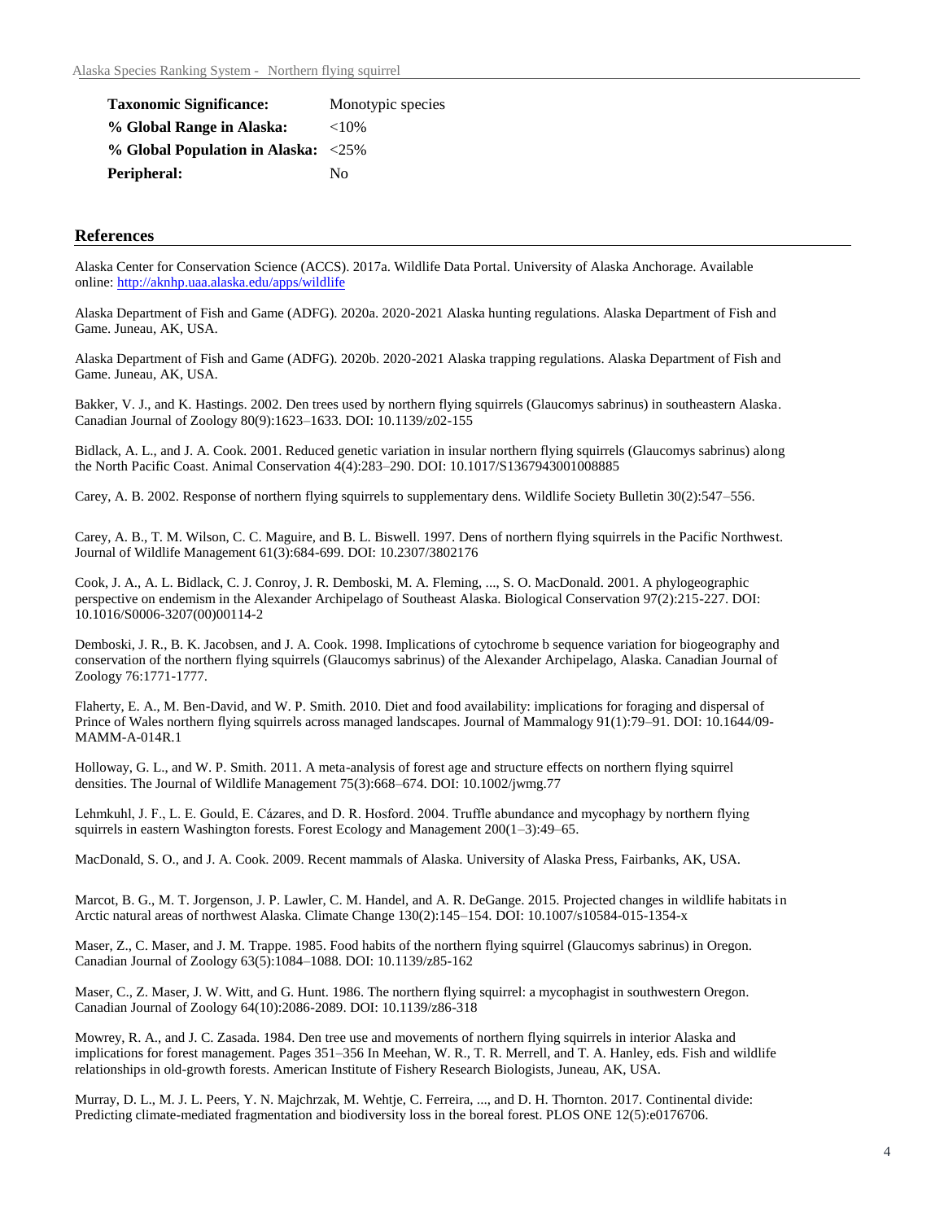| | |
|---|---|
| **Taxonomic Significance:** | Monotypic species |
| **% Global Range in Alaska:** | <10% |
| **% Global Population in Alaska:** | <25% |
| **Peripheral:** | No |

## References

Alaska Center for Conservation Science (ACCS). 2017a. Wildlife Data Portal. University of Alaska Anchorage. Available online: http://aknhp.uaa.alaska.edu/apps/wildlife

Alaska Department of Fish and Game (ADFG). 2020a. 2020-2021 Alaska hunting regulations. Alaska Department of Fish and Game. Juneau, AK, USA.

Alaska Department of Fish and Game (ADFG). 2020b. 2020-2021 Alaska trapping regulations. Alaska Department of Fish and Game. Juneau, AK, USA.

Bakker, V. J., and K. Hastings. 2002. Den trees used by northern flying squirrels (Glaucomys sabrinus) in southeastern Alaska. Canadian Journal of Zoology 80(9):1623–1633. DOI: 10.1139/z02-155

Bidlack, A. L., and J. A. Cook. 2001. Reduced genetic variation in insular northern flying squirrels (Glaucomys sabrinus) along the North Pacific Coast. Animal Conservation 4(4):283–290. DOI: 10.1017/S1367943001008885

Carey, A. B. 2002. Response of northern flying squirrels to supplementary dens. Wildlife Society Bulletin 30(2):547–556.

Carey, A. B., T. M. Wilson, C. C. Maguire, and B. L. Biswell. 1997. Dens of northern flying squirrels in the Pacific Northwest. Journal of Wildlife Management 61(3):684-699. DOI: 10.2307/3802176

Cook, J. A., A. L. Bidlack, C. J. Conroy, J. R. Demboski, M. A. Fleming, ..., S. O. MacDonald. 2001. A phylogeographic perspective on endemism in the Alexander Archipelago of Southeast Alaska. Biological Conservation 97(2):215-227. DOI: 10.1016/S0006-3207(00)00114-2

Demboski, J. R., B. K. Jacobsen, and J. A. Cook. 1998. Implications of cytochrome b sequence variation for biogeography and conservation of the northern flying squirrels (Glaucomys sabrinus) of the Alexander Archipelago, Alaska. Canadian Journal of Zoology 76:1771-1777.

Flaherty, E. A., M. Ben-David, and W. P. Smith. 2010. Diet and food availability: implications for foraging and dispersal of Prince of Wales northern flying squirrels across managed landscapes. Journal of Mammalogy 91(1):79–91. DOI: 10.1644/09-MAMM-A-014R.1

Holloway, G. L., and W. P. Smith. 2011. A meta-analysis of forest age and structure effects on northern flying squirrel densities. The Journal of Wildlife Management 75(3):668–674. DOI: 10.1002/jwmg.77

Lehmkuhl, J. F., L. E. Gould, E. Cázares, and D. R. Hosford. 2004. Truffle abundance and mycophagy by northern flying squirrels in eastern Washington forests. Forest Ecology and Management 200(1–3):49–65.

MacDonald, S. O., and J. A. Cook. 2009. Recent mammals of Alaska. University of Alaska Press, Fairbanks, AK, USA.

Marcot, B. G., M. T. Jorgenson, J. P. Lawler, C. M. Handel, and A. R. DeGange. 2015. Projected changes in wildlife habitats in Arctic natural areas of northwest Alaska. Climate Change 130(2):145–154. DOI: 10.1007/s10584-015-1354-x

Maser, Z., C. Maser, and J. M. Trappe. 1985. Food habits of the northern flying squirrel (Glaucomys sabrinus) in Oregon. Canadian Journal of Zoology 63(5):1084–1088. DOI: 10.1139/z85-162

Maser, C., Z. Maser, J. W. Witt, and G. Hunt. 1986. The northern flying squirrel: a mycophagist in southwestern Oregon. Canadian Journal of Zoology 64(10):2086-2089. DOI: 10.1139/z86-318

Mowrey, R. A., and J. C. Zasada. 1984. Den tree use and movements of northern flying squirrels in interior Alaska and implications for forest management. Pages 351–356 In Meehan, W. R., T. R. Merrell, and T. A. Hanley, eds. Fish and wildlife relationships in old-growth forests. American Institute of Fishery Research Biologists, Juneau, AK, USA.

Murray, D. L., M. J. L. Peers, Y. N. Majchrzak, M. Wehtje, C. Ferreira, ..., and D. H. Thornton. 2017. Continental divide: Predicting climate-mediated fragmentation and biodiversity loss in the boreal forest. PLOS ONE 12(5):e0176706.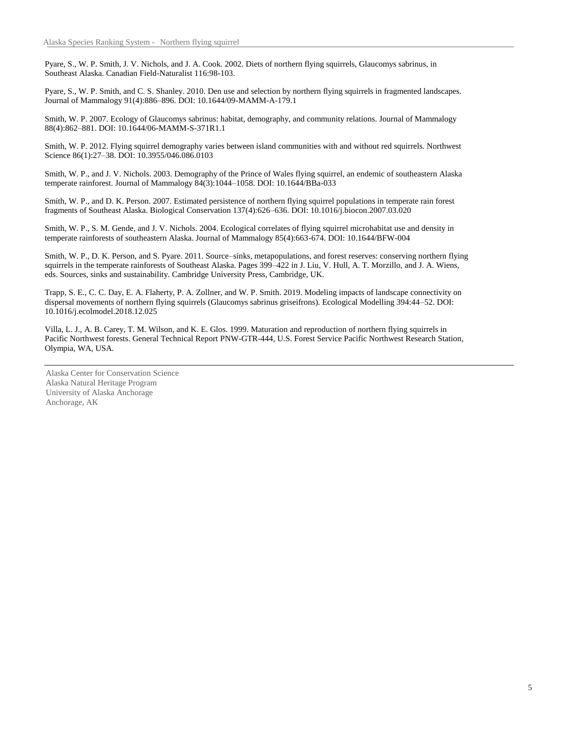Pyare, S., W. P. Smith, J. V. Nichols, and J. A. Cook. 2002. Diets of northern flying squirrels, Glaucomys sabrinus, in Southeast Alaska. Canadian Field-Naturalist 116:98-103.

Pyare, S., W. P. Smith, and C. S. Shanley. 2010. Den use and selection by northern flying squirrels in fragmented landscapes. Journal of Mammalogy 91(4):886–896. DOI: 10.1644/09-MAMM-A-179.1

Smith, W. P. 2007. Ecology of Glaucomys sabrinus: habitat, demography, and community relations. Journal of Mammalogy 88(4):862–881. DOI: 10.1644/06-MAMM-S-371R1.1

Smith, W. P. 2012. Flying squirrel demography varies between island communities with and without red squirrels. Northwest Science 86(1):27–38. DOI: 10.3955/046.086.0103

Smith, W. P., and J. V. Nichols. 2003. Demography of the Prince of Wales flying squirrel, an endemic of southeastern Alaska temperate rainforest. Journal of Mammalogy 84(3):1044–1058. DOI: 10.1644/BBa-033

Smith, W. P., and D. K. Person. 2007. Estimated persistence of northern flying squirrel populations in temperate rain forest fragments of Southeast Alaska. Biological Conservation 137(4):626–636. DOI: 10.1016/j.biocon.2007.03.020

Smith, W. P., S. M. Gende, and J. V. Nichols. 2004. Ecological correlates of flying squirrel microhabitat use and density in temperate rainforests of southeastern Alaska. Journal of Mammalogy 85(4):663-674. DOI: 10.1644/BFW-004

Smith, W. P., D. K. Person, and S. Pyare. 2011. Source–sinks, metapopulations, and forest reserves: conserving northern flying squirrels in the temperate rainforests of Southeast Alaska. Pages 399–422 in J. Liu, V. Hull, A. T. Morzillo, and J. A. Wiens, eds. Sources, sinks and sustainability. Cambridge University Press, Cambridge, UK.

Trapp, S. E., C. C. Day, E. A. Flaherty, P. A. Zollner, and W. P. Smith. 2019. Modeling impacts of landscape connectivity on dispersal movements of northern flying squirrels (Glaucomys sabrinus griseifrons). Ecological Modelling 394:44–52. DOI: 10.1016/j.ecolmodel.2018.12.025

Villa, L. J., A. B. Carey, T. M. Wilson, and K. E. Glos. 1999. Maturation and reproduction of northern flying squirrels in Pacific Northwest forests. General Technical Report PNW-GTR-444, U.S. Forest Service Pacific Northwest Research Station, Olympia, WA, USA.

---

Alaska Center for Conservation Science
Alaska Natural Heritage Program
University of Alaska Anchorage
Anchorage, AK